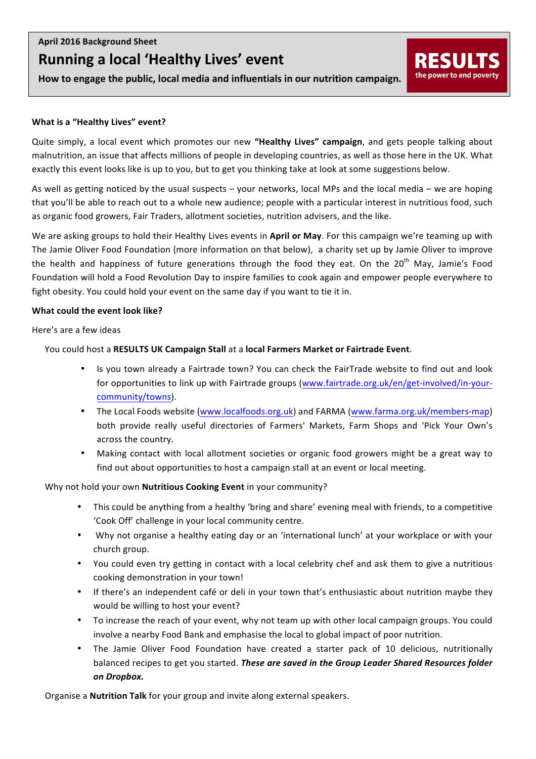April 2016 Background Sheet

# Running a local 'Healthy Lives' event

**How to engage the public, local media and influentials in our nutrition campaign.**

**RESULTS**
the power to end poverty

**What is a "Healthy Lives" event?**

Quite simply, a local event which promotes our new **"Healthy Lives" campaign**, and gets people talking about malnutrition, an issue that affects millions of people in developing countries, as well as those here in the UK. What exactly this event looks like is up to you, but to get you thinking take at look at some suggestions below.

As well as getting noticed by the usual suspects – your networks, local MPs and the local media – we are hoping that you'll be able to reach out to a whole new audience; people with a particular interest in nutritious food, such as organic food growers, Fair Traders, allotment societies, nutrition advisers, and the like.

We are asking groups to hold their Healthy Lives events in **April or May**. For this campaign we're teaming up with The Jamie Oliver Food Foundation (more information on that below), a charity set up by Jamie Oliver to improve the health and happiness of future generations through the food they eat. On the 20th May, Jamie's Food Foundation will hold a Food Revolution Day to inspire families to cook again and empower people everywhere to fight obesity. You could hold your event on the same day if you want to tie it in.

**What could the event look like?**

Here's are a few ideas

You could host a **RESULTS UK Campaign Stall** at a **local Farmers Market or Fairtrade Event**.

- Is you town already a Fairtrade town? You can check the FairTrade website to find out and look for opportunities to link up with Fairtrade groups (www.fairtrade.org.uk/en/get-involved/in-your-community/towns).
- The Local Foods website (www.localfoods.org.uk) and FARMA (www.farma.org.uk/members-map) both provide really useful directories of Farmers' Markets, Farm Shops and 'Pick Your Own's across the country.
- Making contact with local allotment societies or organic food growers might be a great way to find out about opportunities to host a campaign stall at an event or local meeting.

Why not hold your own **Nutritious Cooking Event** in your community?

- This could be anything from a healthy 'bring and share' evening meal with friends, to a competitive 'Cook Off' challenge in your local community centre.
- Why not organise a healthy eating day or an 'international lunch' at your workplace or with your church group.
- You could even try getting in contact with a local celebrity chef and ask them to give a nutritious cooking demonstration in your town!
- If there's an independent café or deli in your town that's enthusiastic about nutrition maybe they would be willing to host your event?
- To increase the reach of your event, why not team up with other local campaign groups. You could involve a nearby Food Bank and emphasise the local to global impact of poor nutrition.
- The Jamie Oliver Food Foundation have created a starter pack of 10 delicious, nutritionally balanced recipes to get you started. ***These are saved in the Group Leader Shared Resources folder on Dropbox.***

Organise a **Nutrition Talk** for your group and invite along external speakers.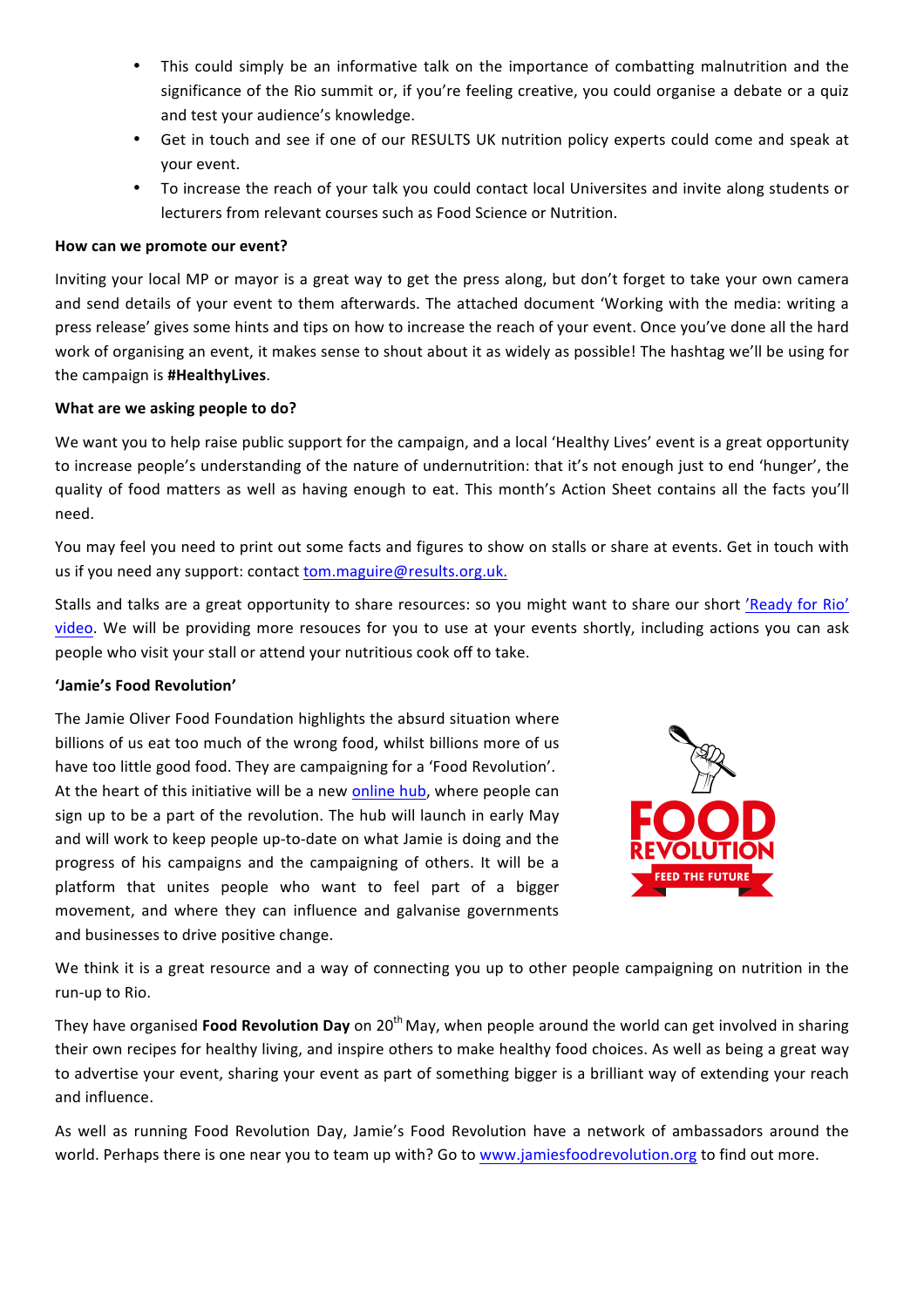- This could simply be an informative talk on the importance of combatting malnutrition and the significance of the Rio summit or, if you're feeling creative, you could organise a debate or a quiz and test your audience's knowledge.
- Get in touch and see if one of our RESULTS UK nutrition policy experts could come and speak at your event.
- To increase the reach of your talk you could contact local Universites and invite along students or lecturers from relevant courses such as Food Science or Nutrition.

**How can we promote our event?**

Inviting your local MP or mayor is a great way to get the press along, but don't forget to take your own camera and send details of your event to them afterwards. The attached document 'Working with the media: writing a press release' gives some hints and tips on how to increase the reach of your event. Once you've done all the hard work of organising an event, it makes sense to shout about it as widely as possible! The hashtag we'll be using for the campaign is **#HealthyLives**.

**What are we asking people to do?**

We want you to help raise public support for the campaign, and a local 'Healthy Lives' event is a great opportunity to increase people's understanding of the nature of undernutrition: that it's not enough just to end 'hunger', the quality of food matters as well as having enough to eat. This month's Action Sheet contains all the facts you'll need.

You may feel you need to print out some facts and figures to show on stalls or share at events. Get in touch with us if you need any support: contact tom.maguire@results.org.uk.

Stalls and talks are a great opportunity to share resources: so you might want to share our short 'Ready for Rio' video. We will be providing more resouces for you to use at your events shortly, including actions you can ask people who visit your stall or attend your nutritious cook off to take.

**'Jamie's Food Revolution'**

The Jamie Oliver Food Foundation highlights the absurd situation where billions of us eat too much of the wrong food, whilst billions more of us have too little good food. They are campaigning for a 'Food Revolution'. At the heart of this initiative will be a new online hub, where people can sign up to be a part of the revolution. The hub will launch in early May and will work to keep people up-to-date on what Jamie is doing and the progress of his campaigns and the campaigning of others. It will be a platform that unites people who want to feel part of a bigger movement, and where they can influence and galvanise governments and businesses to drive positive change.

FOOD REVOLUTION
FEED THE FUTURE

We think it is a great resource and a way of connecting you up to other people campaigning on nutrition in the run-up to Rio.

They have organised **Food Revolution Day** on 20th May, when people around the world can get involved in sharing their own recipes for healthy living, and inspire others to make healthy food choices. As well as being a great way to advertise your event, sharing your event as part of something bigger is a brilliant way of extending your reach and influence.

As well as running Food Revolution Day, Jamie's Food Revolution have a network of ambassadors around the world. Perhaps there is one near you to team up with? Go to www.jamiesfoodrevolution.org to find out more.